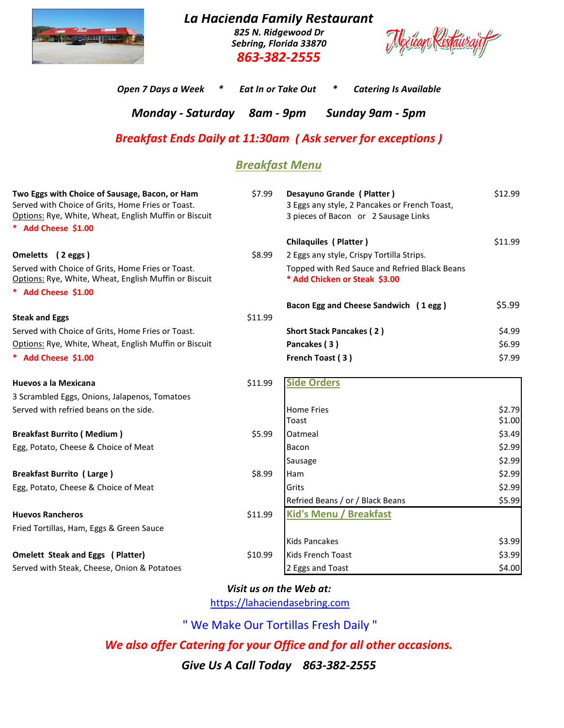# La Hacienda Family Restaurant

*825 N. Ridgewood Dr*
*Sebring, Florida 33870*
**863-382-2555**

*Mexican Restaurant*

***Open 7 Days a Week * Eat In or Take Out * Catering Is Available***

***Monday - Saturday 8am - 9pm Sunday 9am - 5pm***

***Breakfast Ends Daily at 11:30am ( Ask server for exceptions )***

## Breakfast Menu

**Two Eggs with Choice of Sausage, Bacon, or Ham** $7.99
Served with Choice of Grits, Home Fries or Toast.
Options: Rye, White, Wheat, English Muffin or Biscuit
**\* Add Cheese $1.00**

**Omeletts ( 2 eggs )** $8.99
Served with Choice of Grits, Home Fries or Toast.
Options: Rye, White, Wheat, English Muffin or Biscuit
**\* Add Cheese $1.00**

**Steak and Eggs** $11.99
Served with Choice of Grits, Home Fries or Toast.
Options: Rye, White, Wheat, English Muffin or Biscuit
**\* Add Cheese $1.00**

**Huevos a la Mexicana** $11.99
3 Scrambled Eggs, Onions, Jalapenos, Tomatoes
Served with refried beans on the side.

**Breakfast Burrito ( Medium )** $5.99
Egg, Potato, Cheese & Choice of Meat

**Breakfast Burrito ( Large )** $8.99
Egg, Potato, Cheese & Choice of Meat

**Huevos Rancheros** $11.99
Fried Tortillas, Ham, Eggs & Green Sauce

**Omelett Steak and Eggs ( Platter)** $10.99
Served with Steak, Cheese, Onion & Potatoes

**Desayuno Grande ( Platter )** $12.99
3 Eggs any style, 2 Pancakes or French Toast,
3 pieces of Bacon or 2 Sausage Links

**Chilaquiles ( Platter )** $11.99
2 Eggs any style, Crispy Tortilla Strips.
Topped with Red Sauce and Refried Black Beans
**\* Add Chicken or Steak $3.00**

**Bacon Egg and Cheese Sandwich ( 1 egg )** $5.99

**Short Stack Pancakes ( 2 )** $4.99

**Pancakes ( 3 )** $6.99

**French Toast ( 3 )** $7.99

### Side Orders

| | |
|---|---|
| Home Fries | $2.79 |
| Toast | $1.00 |
| Oatmeal | $3.49 |
| Bacon | $2.99 |
| Sausage | $2.99 |
| Ham | $2.99 |
| Grits | $2.99 |
| Refried Beans / or / Black Beans | $5.99 |

### Kid's Menu / Breakfast

| | |
|---|---|
| Kids Pancakes | $3.99 |
| Kids French Toast | $3.99 |
| 2 Eggs and Toast | $4.00 |

***Visit us on the Web at:***
https://lahaciendasebring.com

" We Make Our Tortillas Fresh Daily "

***We also offer Catering for your Office and for all other occasions.***

***Give Us A Call Today 863-382-2555***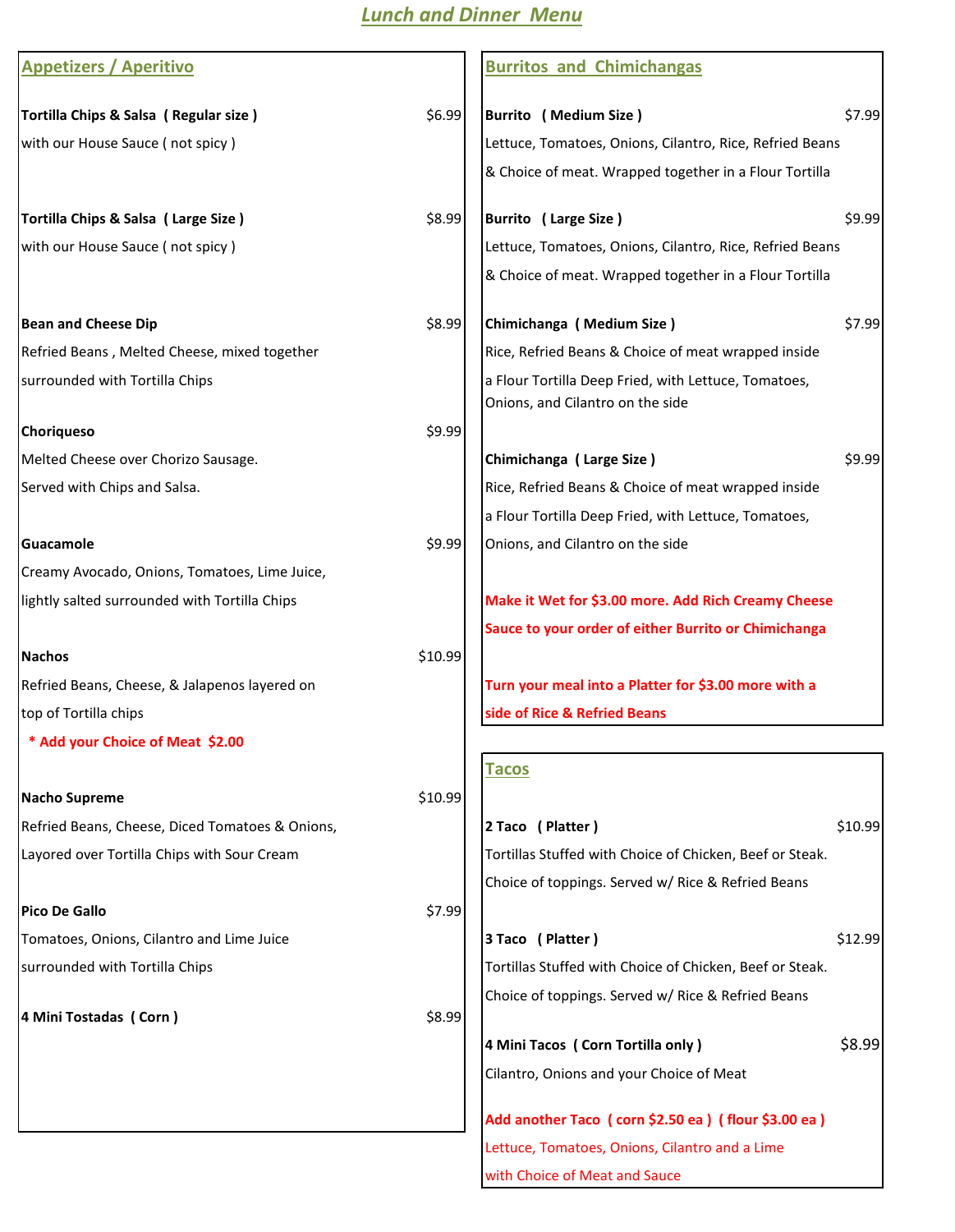# *Lunch and Dinner Menu*

## Appetizers / Aperitivo

**Tortilla Chips & Salsa ( Regular size )** $6.99
with our House Sauce ( not spicy )

**Tortilla Chips & Salsa ( Large Size )** $8.99
with our House Sauce ( not spicy )

**Bean and Cheese Dip** $8.99
Refried Beans , Melted Cheese, mixed together surrounded with Tortilla Chips

**Choriqueso** $9.99
Melted Cheese over Chorizo Sausage.
Served with Chips and Salsa.

**Guacamole** $9.99
Creamy Avocado, Onions, Tomatoes, Lime Juice, lightly salted surrounded with Tortilla Chips

**Nachos** $10.99
Refried Beans, Cheese, & Jalapenos layered on top of Tortilla chips
**\* Add your Choice of Meat $2.00**

**Nacho Supreme** $10.99
Refried Beans, Cheese, Diced Tomatoes & Onions, Layored over Tortilla Chips with Sour Cream

**Pico De Gallo** $7.99
Tomatoes, Onions, Cilantro and Lime Juice surrounded with Tortilla Chips

**4 Mini Tostadas ( Corn )** $8.99

## Burritos and Chimichangas

**Burrito ( Medium Size )** $7.99
Lettuce, Tomatoes, Onions, Cilantro, Rice, Refried Beans & Choice of meat. Wrapped together in a Flour Tortilla

**Burrito ( Large Size )** $9.99
Lettuce, Tomatoes, Onions, Cilantro, Rice, Refried Beans & Choice of meat. Wrapped together in a Flour Tortilla

**Chimichanga ( Medium Size )** $7.99
Rice, Refried Beans & Choice of meat wrapped inside a Flour Tortilla Deep Fried, with Lettuce, Tomatoes, Onions, and Cilantro on the side

**Chimichanga ( Large Size )** $9.99
Rice, Refried Beans & Choice of meat wrapped inside a Flour Tortilla Deep Fried, with Lettuce, Tomatoes, Onions, and Cilantro on the side

**Make it Wet for $3.00 more. Add Rich Creamy Cheese Sauce to your order of either Burrito or Chimichanga**

**Turn your meal into a Platter for $3.00 more with a side of Rice & Refried Beans**

## Tacos

**2 Taco ( Platter )** $10.99
Tortillas Stuffed with Choice of Chicken, Beef or Steak. Choice of toppings. Served w/ Rice & Refried Beans

**3 Taco ( Platter )** $12.99
Tortillas Stuffed with Choice of Chicken, Beef or Steak. Choice of toppings. Served w/ Rice & Refried Beans

**4 Mini Tacos ( Corn Tortilla only )** $8.99
Cilantro, Onions and your Choice of Meat

**Add another Taco ( corn $2.50 ea ) ( flour $3.00 ea )**
Lettuce, Tomatoes, Onions, Cilantro and a Lime with Choice of Meat and Sauce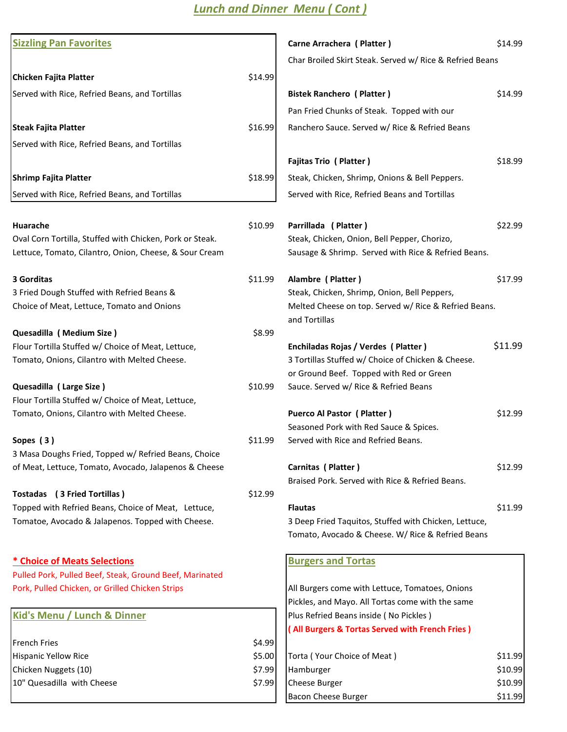# Lunch and Dinner Menu ( Cont )

## Sizzling Pan Favorites

**Chicken Fajita Platter** $14.99

Served with Rice, Refried Beans, and Tortillas

**Steak Fajita Platter** $16.99

Served with Rice, Refried Beans, and Tortillas

**Shrimp Fajita Platter** $18.99

Served with Rice, Refried Beans, and Tortillas

**Huarache** $10.99

Oval Corn Tortilla, Stuffed with Chicken, Pork or Steak. Lettuce, Tomato, Cilantro, Onion, Cheese, & Sour Cream

**3 Gorditas** $11.99

3 Fried Dough Stuffed with Refried Beans & Choice of Meat, Lettuce, Tomato and Onions

**Quesadilla ( Medium Size )** $8.99

Flour Tortilla Stuffed w/ Choice of Meat, Lettuce, Tomato, Onions, Cilantro with Melted Cheese.

**Quesadilla ( Large Size )** $10.99

Flour Tortilla Stuffed w/ Choice of Meat, Lettuce, Tomato, Onions, Cilantro with Melted Cheese.

**Sopes ( 3 )** $11.99

3 Masa Doughs Fried, Topped w/ Refried Beans, Choice of Meat, Lettuce, Tomato, Avocado, Jalapenos & Cheese

**Tostadas ( 3 Fried Tortillas )** $12.99

Topped with Refried Beans, Choice of Meat, Lettuce, Tomatoe, Avocado & Jalapenos. Topped with Cheese.

## * Choice of Meats Selections

Pulled Pork, Pulled Beef, Steak, Ground Beef, Marinated Pork, Pulled Chicken, or Grilled Chicken Strips

## Kid's Menu / Lunch & Dinner

| | |
|---|---|
| French Fries | $4.99 |
| Hispanic Yellow Rice | $5.00 |
| Chicken Nuggets (10) | $7.99 |
| 10" Quesadilla with Cheese | $7.99 |

**Carne Arrachera ( Platter )** $14.99

Char Broiled Skirt Steak. Served w/ Rice & Refried Beans

**Bistek Ranchero ( Platter )** $14.99

Pan Fried Chunks of Steak. Topped with our Ranchero Sauce. Served w/ Rice & Refried Beans

**Fajitas Trio ( Platter )** $18.99

Steak, Chicken, Shrimp, Onions & Bell Peppers. Served with Rice, Refried Beans and Tortillas

**Parrillada ( Platter )** $22.99

Steak, Chicken, Onion, Bell Pepper, Chorizo, Sausage & Shrimp. Served with Rice & Refried Beans.

**Alambre ( Platter )** $17.99

Steak, Chicken, Shrimp, Onion, Bell Peppers, Melted Cheese on top. Served w/ Rice & Refried Beans. and Tortillas

**Enchiladas Rojas / Verdes ( Platter )** $11.99

3 Tortillas Stuffed w/ Choice of Chicken & Cheese. or Ground Beef. Topped with Red or Green Sauce. Served w/ Rice & Refried Beans

**Puerco Al Pastor ( Platter )** $12.99

Seasoned Pork with Red Sauce & Spices. Served with Rice and Refried Beans.

**Carnitas ( Platter )** $12.99

Braised Pork. Served with Rice & Refried Beans.

**Flautas** $11.99

3 Deep Fried Taquitos, Stuffed with Chicken, Lettuce, Tomato, Avocado & Cheese. W/ Rice & Refried Beans

## Burgers and Tortas

All Burgers come with Lettuce, Tomatoes, Onions Pickles, and Mayo. All Tortas come with the same Plus Refried Beans inside ( No Pickles )

**( All Burgers & Tortas Served with French Fries )**

| | |
|---|---|
| Torta ( Your Choice of Meat ) | $11.99 |
| Hamburger | $10.99 |
| Cheese Burger | $10.99 |
| Bacon Cheese Burger | $11.99 |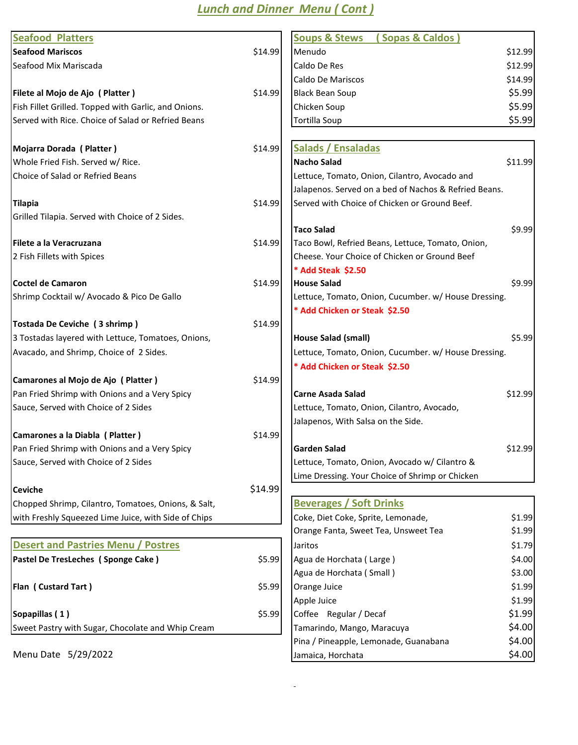# Lunch and Dinner Menu ( Cont )

## Seafood Platters

**Seafood Mariscos** $14.99
Seafood Mix Mariscada

**Filete al Mojo de Ajo ( Platter )** $14.99
Fish Fillet Grilled. Topped with Garlic, and Onions.
Served with Rice. Choice of Salad or Refried Beans

**Mojarra Dorada ( Platter )** $14.99
Whole Fried Fish. Served w/ Rice.
Choice of Salad or Refried Beans

**Tilapia** $14.99
Grilled Tilapia. Served with Choice of 2 Sides.

**Filete a la Veracruzana** $14.99
2 Fish Fillets with Spices

**Coctel de Camaron** $14.99
Shrimp Cocktail w/ Avocado & Pico De Gallo

**Tostada De Ceviche ( 3 shrimp )** $14.99
3 Tostadas layered with Lettuce, Tomatoes, Onions,
Avacado, and Shrimp, Choice of 2 Sides.

**Camarones al Mojo de Ajo ( Platter )** $14.99
Pan Fried Shrimp with Onions and a Very Spicy
Sauce, Served with Choice of 2 Sides

**Camarones a la Diabla ( Platter )** $14.99
Pan Fried Shrimp with Onions and a Very Spicy
Sauce, Served with Choice of 2 Sides

**Ceviche** $14.99
Chopped Shrimp, Cilantro, Tomatoes, Onions, & Salt,
with Freshly Squeezed Lime Juice, with Side of Chips

## Desert and Pastries Menu / Postres

**Pastel De TresLeches ( Sponge Cake )** $5.99

**Flan ( Custard Tart )** $5.99

**Sopapillas ( 1 )** $5.99
Sweet Pastry with Sugar, Chocolate and Whip Cream

Menu Date 5/29/2022

## Soups & Stews ( Sopas & Caldos )

| | |
|---|---|
| Menudo | $12.99 |
| Caldo De Res | $12.99 |
| Caldo De Mariscos | $14.99 |
| Black Bean Soup | $5.99 |
| Chicken Soup | $5.99 |
| Tortilla Soup | $5.99 |

## Salads / Ensaladas

**Nacho Salad** $11.99
Lettuce, Tomato, Onion, Cilantro, Avocado and
Jalapenos. Served on a bed of Nachos & Refried Beans.
Served with Choice of Chicken or Ground Beef.

**Taco Salad** $9.99
Taco Bowl, Refried Beans, Lettuce, Tomato, Onion,
Cheese. Your Choice of Chicken or Ground Beef
* Add Steak $2.50

**House Salad** $9.99
Lettuce, Tomato, Onion, Cucumber. w/ House Dressing.
* Add Chicken or Steak $2.50

**House Salad (small)** $5.99
Lettuce, Tomato, Onion, Cucumber. w/ House Dressing.
* Add Chicken or Steak $2.50

**Carne Asada Salad** $12.99
Lettuce, Tomato, Onion, Cilantro, Avocado,
Jalapenos, With Salsa on the Side.

**Garden Salad** $12.99
Lettuce, Tomato, Onion, Avocado w/ Cilantro &
Lime Dressing. Your Choice of Shrimp or Chicken

## Beverages / Soft Drinks

| | |
|---|---|
| Coke, Diet Coke, Sprite, Lemonade, | $1.99 |
| Orange Fanta, Sweet Tea, Unsweet Tea | $1.99 |
| Jaritos | $1.79 |
| Agua de Horchata ( Large ) | $4.00 |
| Agua de Horchata ( Small ) | $3.00 |
| Orange Juice | $1.99 |
| Apple Juice | $1.99 |
| Coffee Regular / Decaf | $1.99 |
| Tamarindo, Mango, Maracuya | $4.00 |
| Pina / Pineapple, Lemonade, Guanabana | $4.00 |
| Jamaica, Horchata | $4.00 |